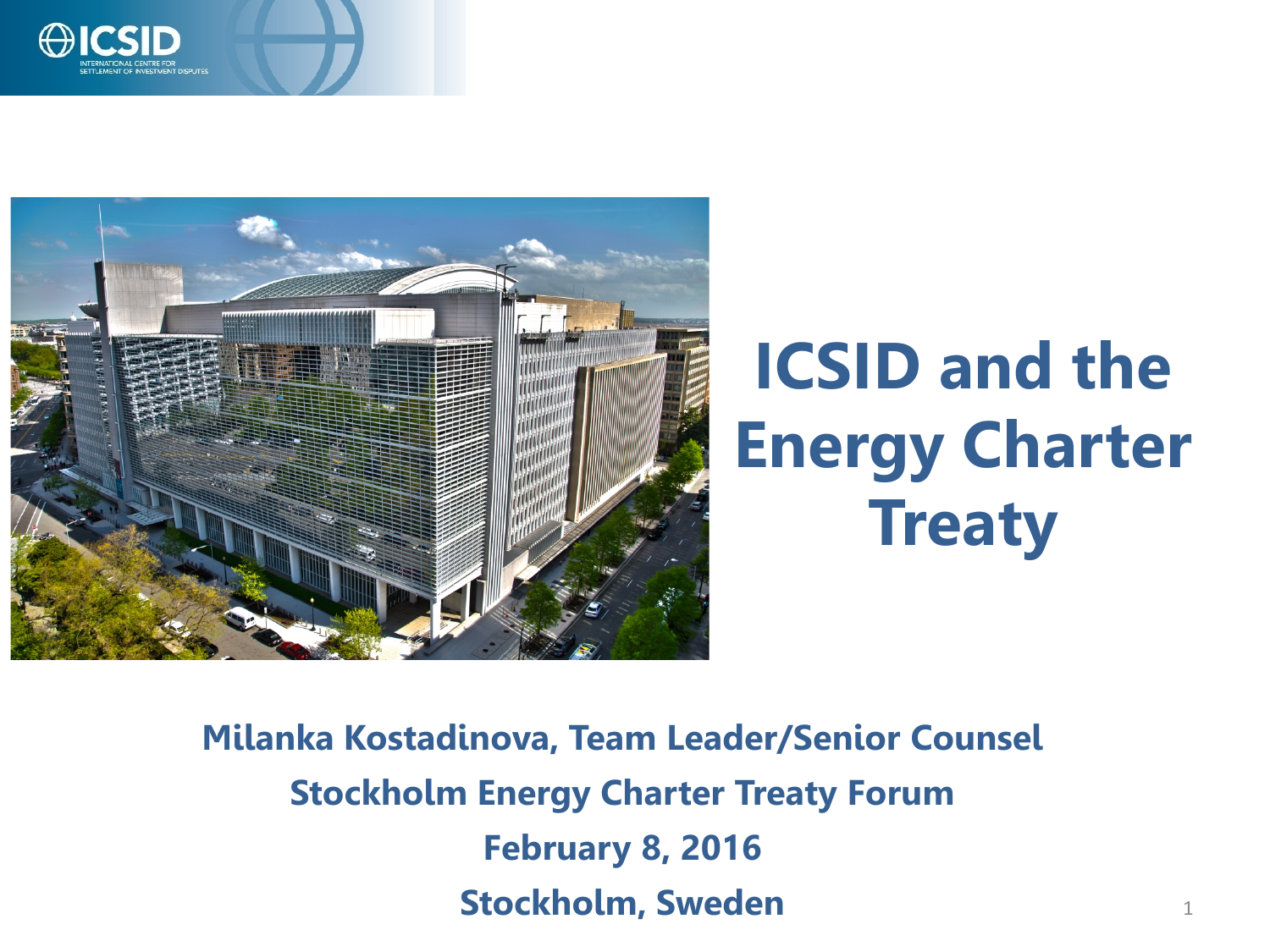# ICSID and the Energy Charter Treaty

**Milanka Kostadinova, Team Leader/Senior Counsel**

**Stockholm Energy Charter Treaty Forum**

**February 8, 2016**

**Stockholm, Sweden**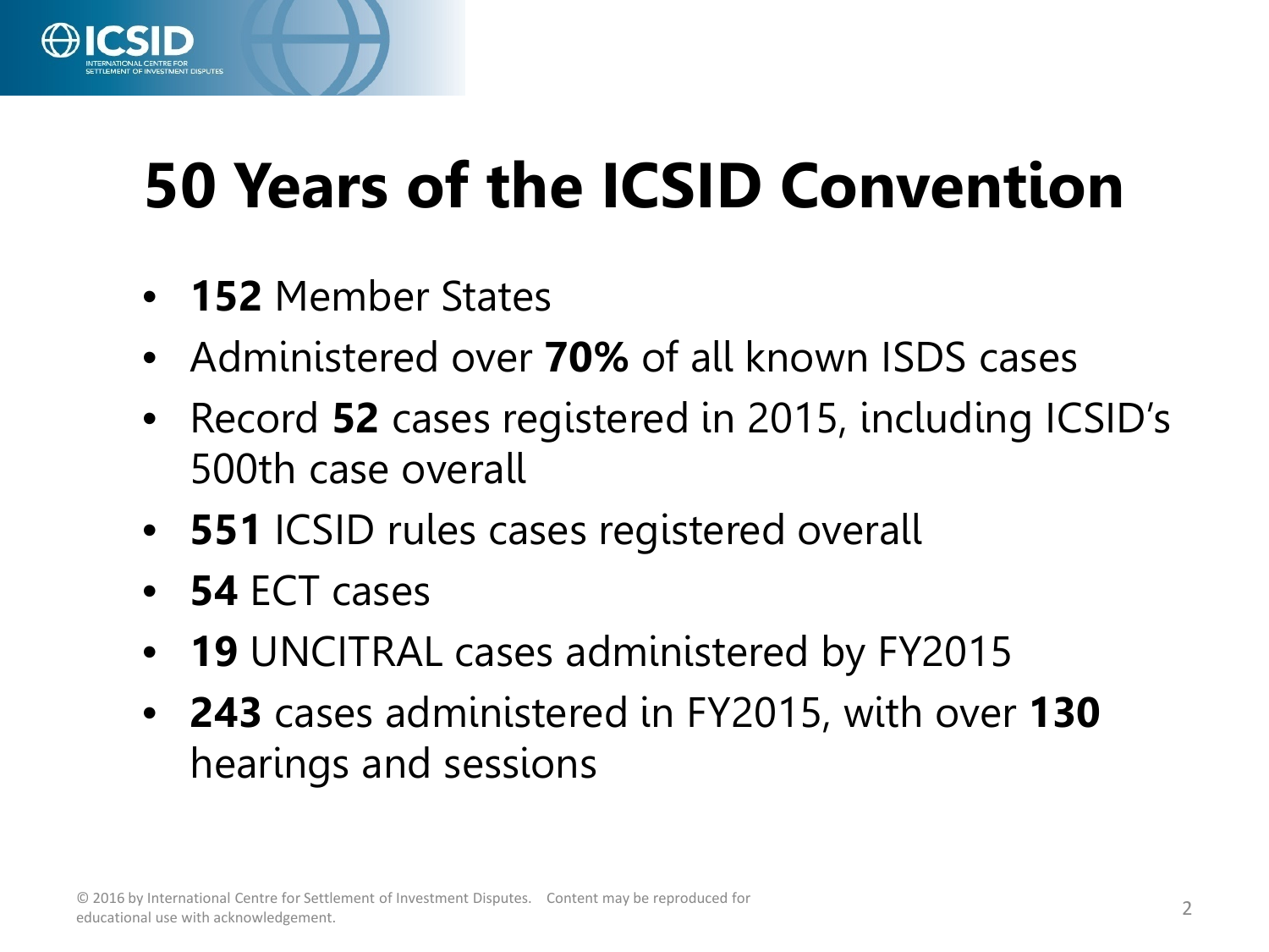# 50 Years of the ICSID Convention

- **152** Member States
- Administered over **70%** of all known ISDS cases
- Record **52** cases registered in 2015, including ICSID's 500th case overall
- **551** ICSID rules cases registered overall
- **54** ECT cases
- **19** UNCITRAL cases administered by FY2015
- **243** cases administered in FY2015, with over **130** hearings and sessions

© 2016 by International Centre for Settlement of Investment Disputes. Content may be reproduced for educational use with acknowledgement.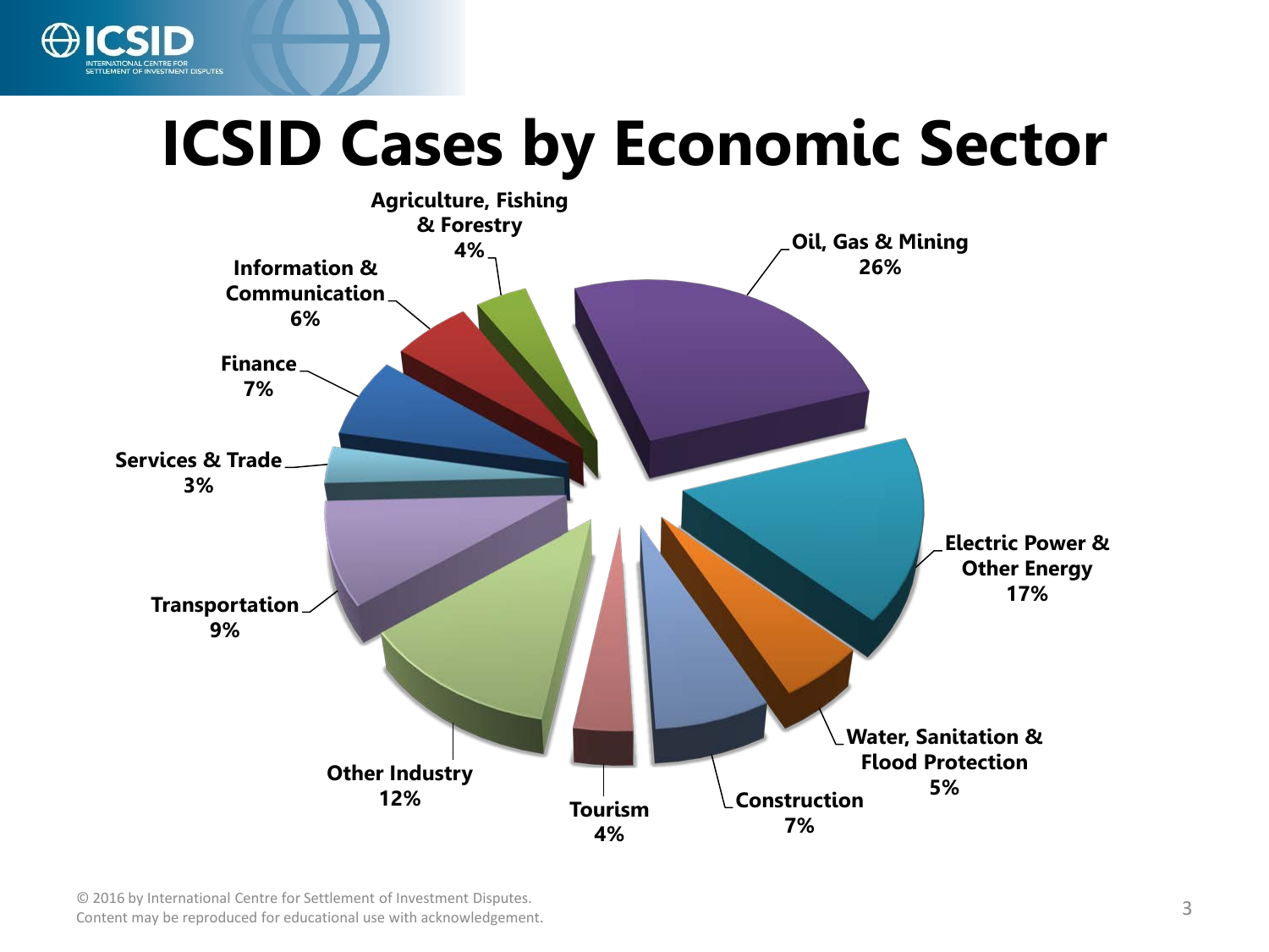# ICSID Cases by Economic Sector

| Economic Sector | Share |
|---|---|
| Oil, Gas & Mining | 26% |
| Electric Power & Other Energy | 17% |
| Water, Sanitation & Flood Protection | 5% |
| Construction | 7% |
| Tourism | 4% |
| Other Industry | 12% |
| Transportation | 9% |
| Services & Trade | 3% |
| Finance | 7% |
| Information & Communication | 6% |
| Agriculture, Fishing & Forestry | 4% |

© 2016 by International Centre for Settlement of Investment Disputes.
Content may be reproduced for educational use with acknowledgement.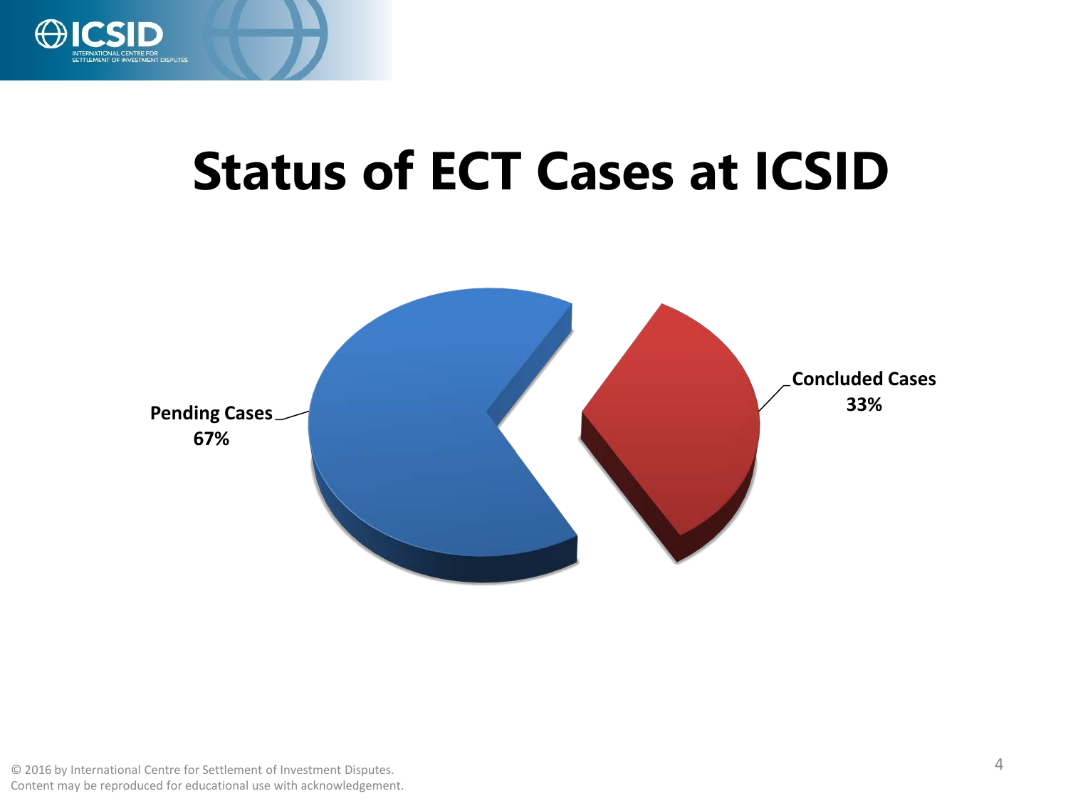# Status of ECT Cases at ICSID

Pending Cases
67%

Concluded Cases
33%

© 2016 by International Centre for Settlement of Investment Disputes.
Content may be reproduced for educational use with acknowledgement.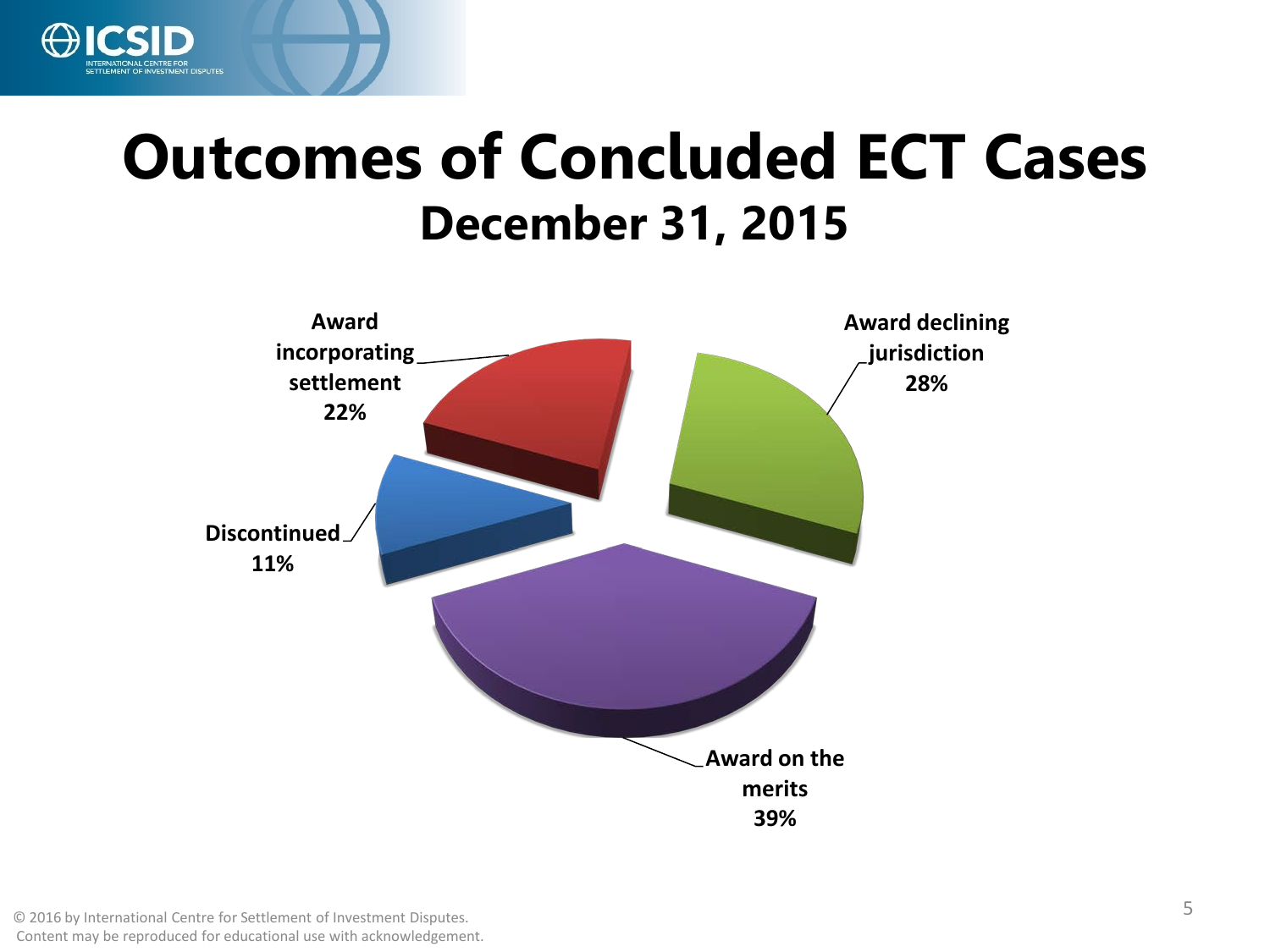# Outcomes of Concluded ECT Cases

## December 31, 2015

- Award incorporating settlement 22%
- Award declining jurisdiction 28%
- Discontinued 11%
- Award on the merits 39%

© 2016 by International Centre for Settlement of Investment Disputes.
Content may be reproduced for educational use with acknowledgement.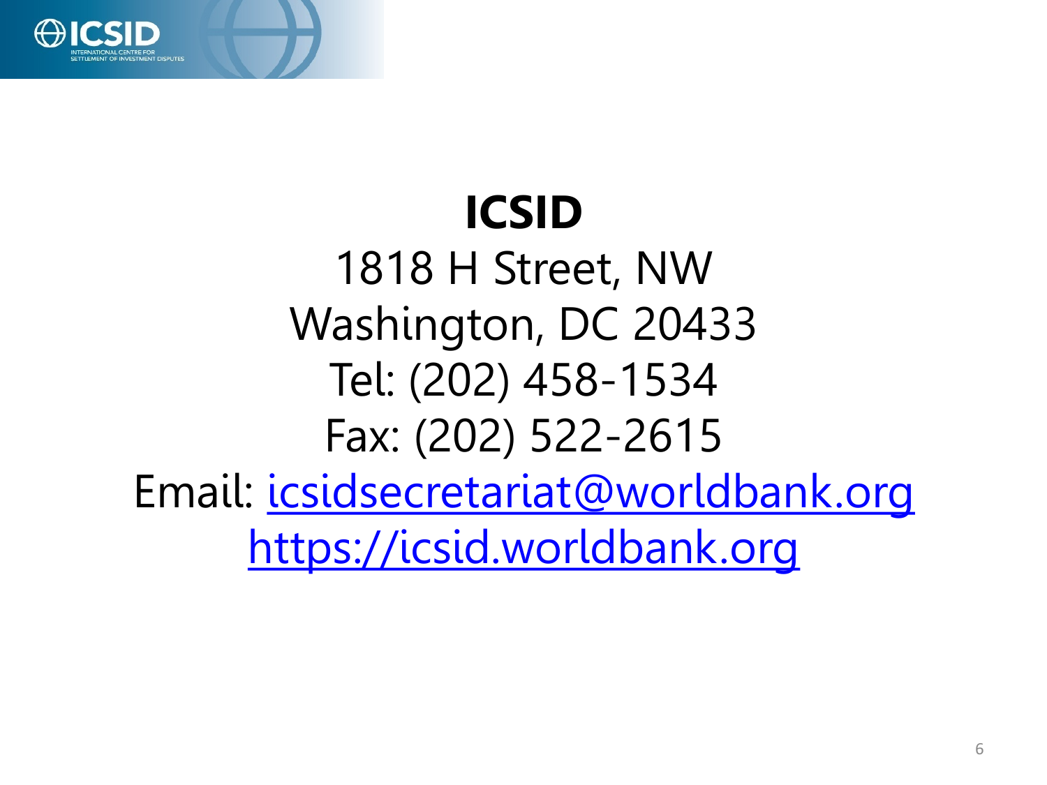**ICSID**

1818 H Street, NW

Washington, DC 20433

Tel: (202) 458-1534

Fax: (202) 522-2615

Email: [icsidsecretariat@worldbank.org](mailto:icsidsecretariat@worldbank.org)

[https://icsid.worldbank.org](https://icsid.worldbank.org)